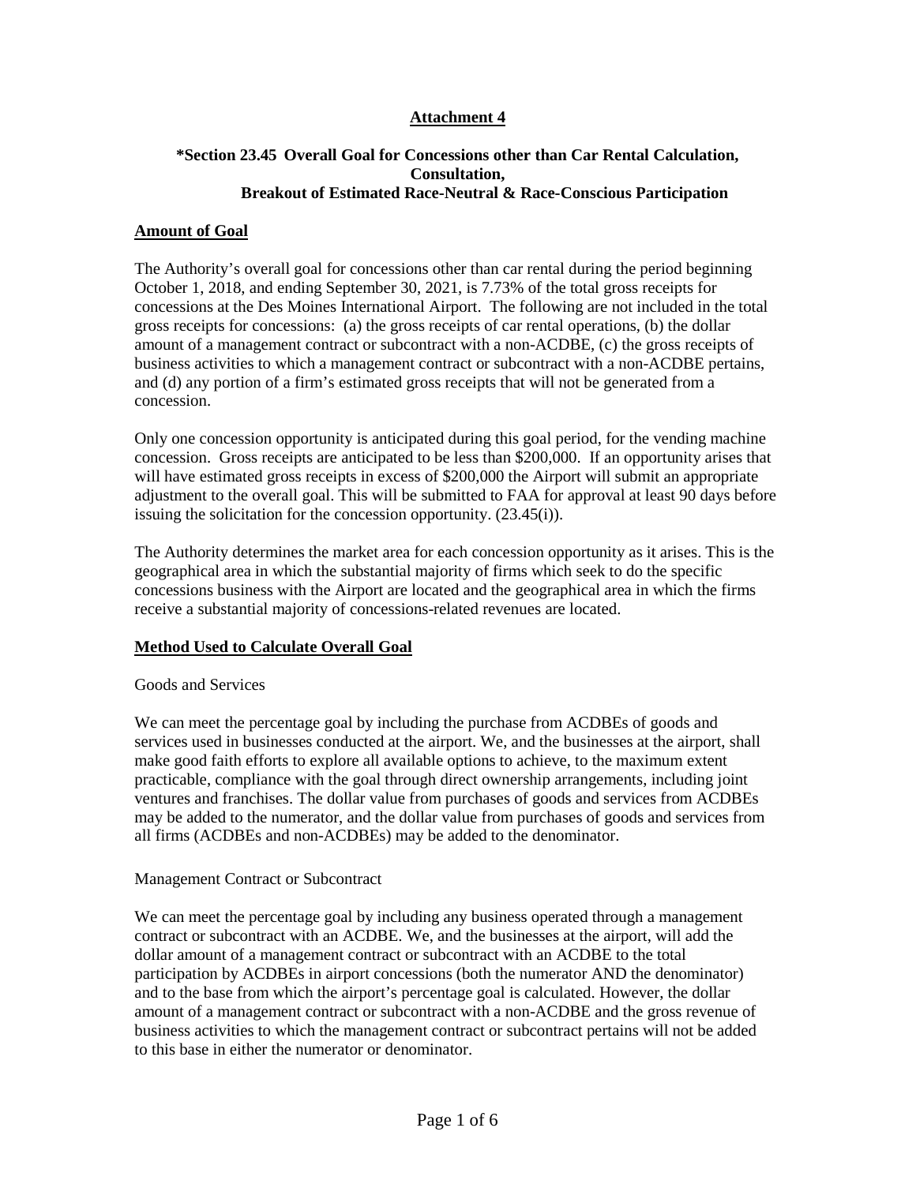## Attachment 4

### *Section 23.45 Overall Goal for Concessions other than Car Rental Calculation, Consultation, Breakout of Estimated Race-Neutral & Race-Conscious Participation

**Amount of Goal**

The Authority's overall goal for concessions other than car rental during the period beginning October 1, 2018, and ending September 30, 2021, is 7.73% of the total gross receipts for concessions at the Des Moines International Airport. The following are not included in the total gross receipts for concessions: (a) the gross receipts of car rental operations, (b) the dollar amount of a management contract or subcontract with a non-ACDBE, (c) the gross receipts of business activities to which a management contract or subcontract with a non-ACDBE pertains, and (d) any portion of a firm's estimated gross receipts that will not be generated from a concession.

Only one concession opportunity is anticipated during this goal period, for the vending machine concession. Gross receipts are anticipated to be less than $200,000. If an opportunity arises that will have estimated gross receipts in excess of $200,000 the Airport will submit an appropriate adjustment to the overall goal. This will be submitted to FAA for approval at least 90 days before issuing the solicitation for the concession opportunity. (23.45(i)).

The Authority determines the market area for each concession opportunity as it arises. This is the geographical area in which the substantial majority of firms which seek to do the specific concessions business with the Airport are located and the geographical area in which the firms receive a substantial majority of concessions-related revenues are located.

**Method Used to Calculate Overall Goal**

Goods and Services

We can meet the percentage goal by including the purchase from ACDBEs of goods and services used in businesses conducted at the airport. We, and the businesses at the airport, shall make good faith efforts to explore all available options to achieve, to the maximum extent practicable, compliance with the goal through direct ownership arrangements, including joint ventures and franchises. The dollar value from purchases of goods and services from ACDBEs may be added to the numerator, and the dollar value from purchases of goods and services from all firms (ACDBEs and non-ACDBEs) may be added to the denominator.

Management Contract or Subcontract

We can meet the percentage goal by including any business operated through a management contract or subcontract with an ACDBE. We, and the businesses at the airport, will add the dollar amount of a management contract or subcontract with an ACDBE to the total participation by ACDBEs in airport concessions (both the numerator AND the denominator) and to the base from which the airport's percentage goal is calculated. However, the dollar amount of a management contract or subcontract with a non-ACDBE and the gross revenue of business activities to which the management contract or subcontract pertains will not be added to this base in either the numerator or denominator.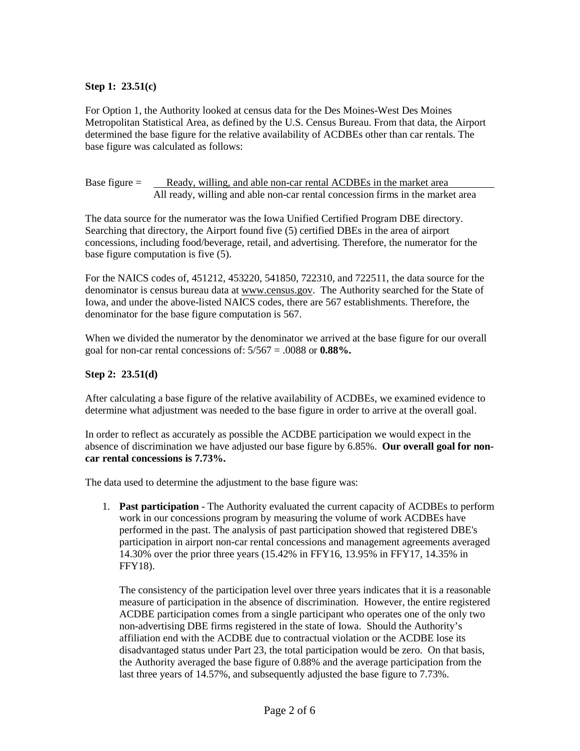**Step 1: 23.51(c)**

For Option 1, the Authority looked at census data for the Des Moines-West Des Moines Metropolitan Statistical Area, as defined by the U.S. Census Bureau. From that data, the Airport determined the base figure for the relative availability of ACDBEs other than car rentals. The base figure was calculated as follows:

$$\text{Base figure} = \frac{\text{Ready, willing, and able non-car rental ACDBEs in the market area}}{\text{All ready, willing and able non-car rental concession firms in the market area}}$$

The data source for the numerator was the Iowa Unified Certified Program DBE directory. Searching that directory, the Airport found five (5) certified DBEs in the area of airport concessions, including food/beverage, retail, and advertising. Therefore, the numerator for the base figure computation is five (5).

For the NAICS codes of, 451212, 453220, 541850, 722310, and 722511, the data source for the denominator is census bureau data at www.census.gov. The Authority searched for the State of Iowa, and under the above-listed NAICS codes, there are 567 establishments. Therefore, the denominator for the base figure computation is 567.

When we divided the numerator by the denominator we arrived at the base figure for our overall goal for non-car rental concessions of: 5/567 = .0088 or **0.88%.**

**Step 2: 23.51(d)**

After calculating a base figure of the relative availability of ACDBEs, we examined evidence to determine what adjustment was needed to the base figure in order to arrive at the overall goal.

In order to reflect as accurately as possible the ACDBE participation we would expect in the absence of discrimination we have adjusted our base figure by 6.85%. **Our overall goal for non-car rental concessions is 7.73%.**

The data used to determine the adjustment to the base figure was:

1. **Past participation** - The Authority evaluated the current capacity of ACDBEs to perform work in our concessions program by measuring the volume of work ACDBEs have performed in the past. The analysis of past participation showed that registered DBE's participation in airport non-car rental concessions and management agreements averaged 14.30% over the prior three years (15.42% in FFY16, 13.95% in FFY17, 14.35% in FFY18).

   The consistency of the participation level over three years indicates that it is a reasonable measure of participation in the absence of discrimination. However, the entire registered ACDBE participation comes from a single participant who operates one of the only two non-advertising DBE firms registered in the state of Iowa. Should the Authority's affiliation end with the ACDBE due to contractual violation or the ACDBE lose its disadvantaged status under Part 23, the total participation would be zero. On that basis, the Authority averaged the base figure of 0.88% and the average participation from the last three years of 14.57%, and subsequently adjusted the base figure to 7.73%.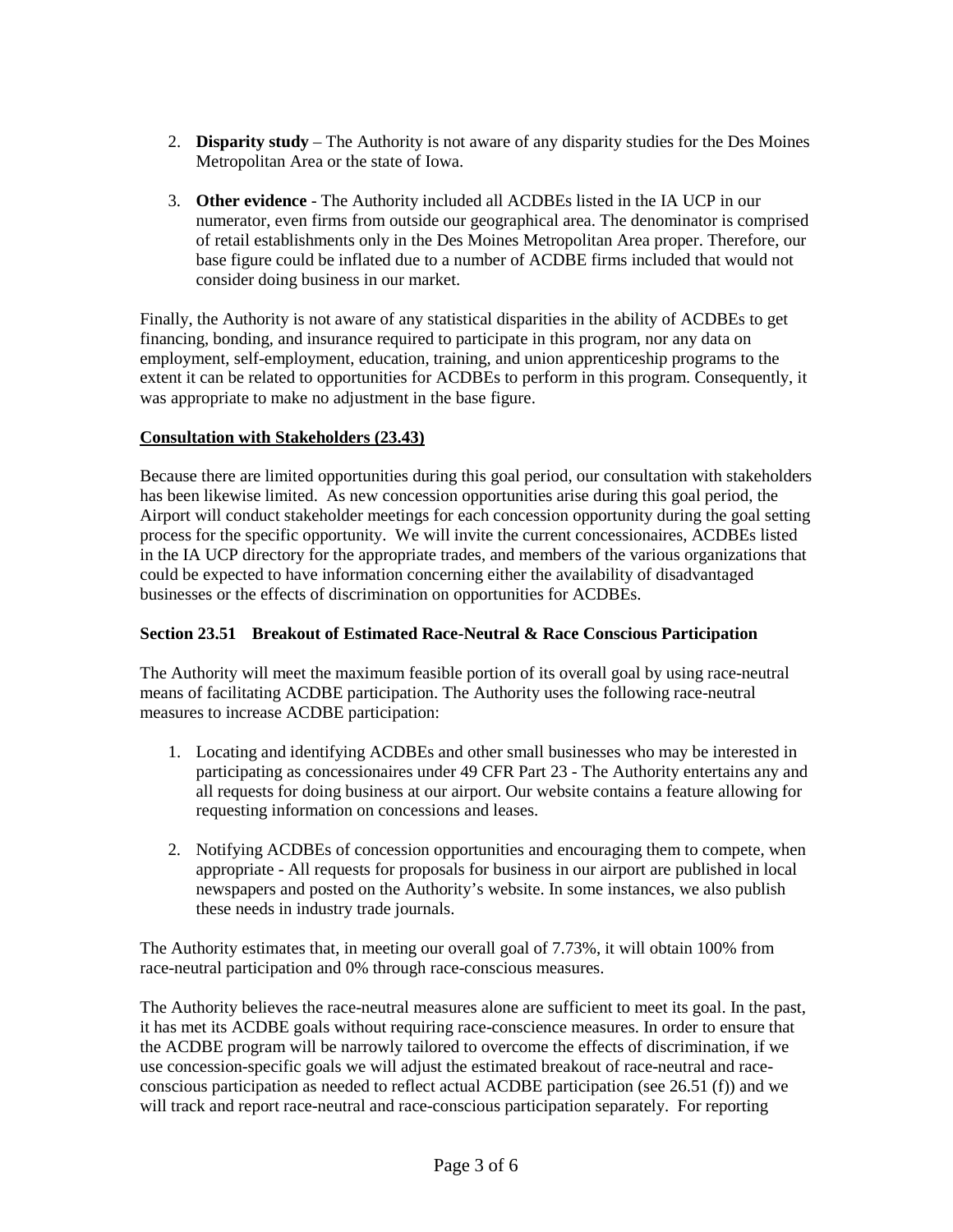2. **Disparity study** – The Authority is not aware of any disparity studies for the Des Moines Metropolitan Area or the state of Iowa.

3. **Other evidence** - The Authority included all ACDBEs listed in the IA UCP in our numerator, even firms from outside our geographical area. The denominator is comprised of retail establishments only in the Des Moines Metropolitan Area proper. Therefore, our base figure could be inflated due to a number of ACDBE firms included that would not consider doing business in our market.

Finally, the Authority is not aware of any statistical disparities in the ability of ACDBEs to get financing, bonding, and insurance required to participate in this program, nor any data on employment, self-employment, education, training, and union apprenticeship programs to the extent it can be related to opportunities for ACDBEs to perform in this program. Consequently, it was appropriate to make no adjustment in the base figure.

**Consultation with Stakeholders (23.43)**

Because there are limited opportunities during this goal period, our consultation with stakeholders has been likewise limited. As new concession opportunities arise during this goal period, the Airport will conduct stakeholder meetings for each concession opportunity during the goal setting process for the specific opportunity. We will invite the current concessionaires, ACDBEs listed in the IA UCP directory for the appropriate trades, and members of the various organizations that could be expected to have information concerning either the availability of disadvantaged businesses or the effects of discrimination on opportunities for ACDBEs.

### Section 23.51 Breakout of Estimated Race-Neutral & Race Conscious Participation

The Authority will meet the maximum feasible portion of its overall goal by using race-neutral means of facilitating ACDBE participation. The Authority uses the following race-neutral measures to increase ACDBE participation:

1. Locating and identifying ACDBEs and other small businesses who may be interested in participating as concessionaires under 49 CFR Part 23 - The Authority entertains any and all requests for doing business at our airport. Our website contains a feature allowing for requesting information on concessions and leases.

2. Notifying ACDBEs of concession opportunities and encouraging them to compete, when appropriate - All requests for proposals for business in our airport are published in local newspapers and posted on the Authority's website. In some instances, we also publish these needs in industry trade journals.

The Authority estimates that, in meeting our overall goal of 7.73%, it will obtain 100% from race-neutral participation and 0% through race-conscious measures.

The Authority believes the race-neutral measures alone are sufficient to meet its goal. In the past, it has met its ACDBE goals without requiring race-conscience measures. In order to ensure that the ACDBE program will be narrowly tailored to overcome the effects of discrimination, if we use concession-specific goals we will adjust the estimated breakout of race-neutral and race-conscious participation as needed to reflect actual ACDBE participation (see 26.51 (f)) and we will track and report race-neutral and race-conscious participation separately. For reporting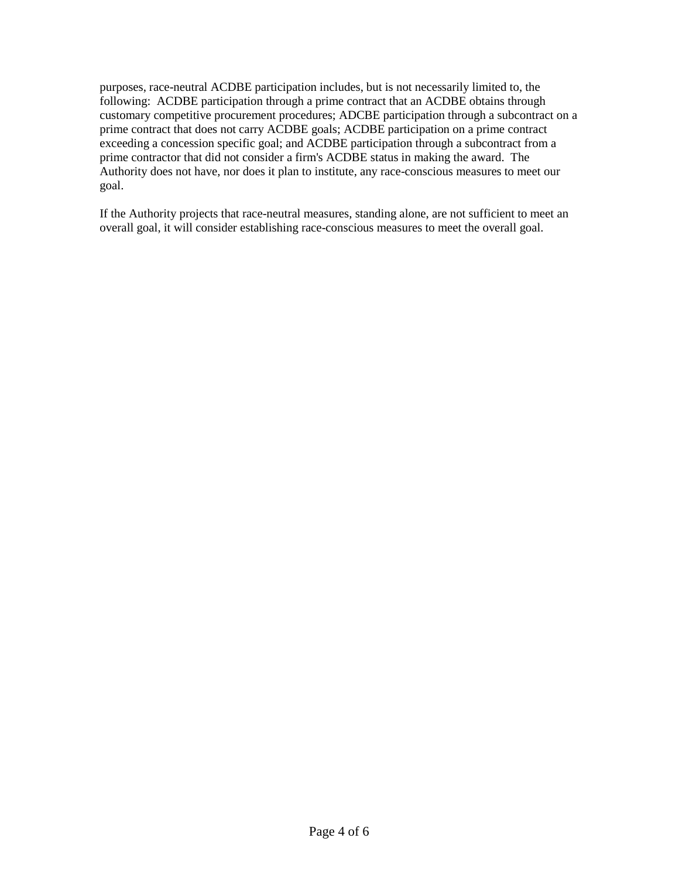purposes, race-neutral ACDBE participation includes, but is not necessarily limited to, the following: ACDBE participation through a prime contract that an ACDBE obtains through customary competitive procurement procedures; ADCBE participation through a subcontract on a prime contract that does not carry ACDBE goals; ACDBE participation on a prime contract exceeding a concession specific goal; and ACDBE participation through a subcontract from a prime contractor that did not consider a firm's ACDBE status in making the award. The Authority does not have, nor does it plan to institute, any race-conscious measures to meet our goal.

If the Authority projects that race-neutral measures, standing alone, are not sufficient to meet an overall goal, it will consider establishing race-conscious measures to meet the overall goal.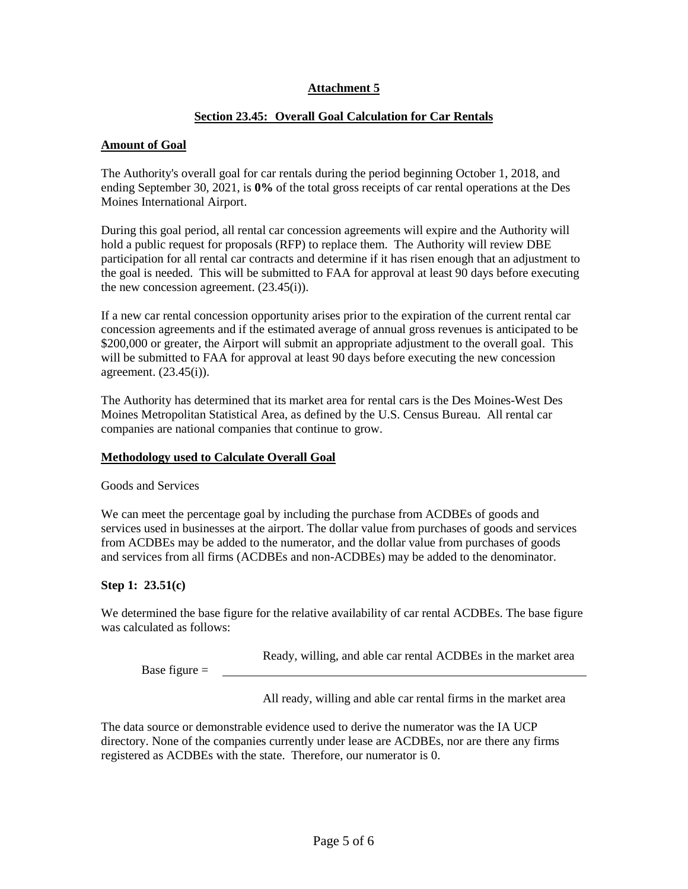## Attachment 5

## Section 23.45: Overall Goal Calculation for Car Rentals

### Amount of Goal

The Authority's overall goal for car rentals during the period beginning October 1, 2018, and ending September 30, 2021, is **0%** of the total gross receipts of car rental operations at the Des Moines International Airport.

During this goal period, all rental car concession agreements will expire and the Authority will hold a public request for proposals (RFP) to replace them. The Authority will review DBE participation for all rental car contracts and determine if it has risen enough that an adjustment to the goal is needed. This will be submitted to FAA for approval at least 90 days before executing the new concession agreement. (23.45(i)).

If a new car rental concession opportunity arises prior to the expiration of the current rental car concession agreements and if the estimated average of annual gross revenues is anticipated to be \$200,000 or greater, the Airport will submit an appropriate adjustment to the overall goal. This will be submitted to FAA for approval at least 90 days before executing the new concession agreement. (23.45(i)).

The Authority has determined that its market area for rental cars is the Des Moines-West Des Moines Metropolitan Statistical Area, as defined by the U.S. Census Bureau. All rental car companies are national companies that continue to grow.

### Methodology used to Calculate Overall Goal

Goods and Services

We can meet the percentage goal by including the purchase from ACDBEs of goods and services used in businesses at the airport. The dollar value from purchases of goods and services from ACDBEs may be added to the numerator, and the dollar value from purchases of goods and services from all firms (ACDBEs and non-ACDBEs) may be added to the denominator.

**Step 1: 23.51(c)**

We determined the base figure for the relative availability of car rental ACDBEs. The base figure was calculated as follows:

$$\text{Base figure} = \frac{\text{Ready, willing, and able car rental ACDBEs in the market area}}{\text{All ready, willing and able car rental firms in the market area}}$$

The data source or demonstrable evidence used to derive the numerator was the IA UCP directory. None of the companies currently under lease are ACDBEs, nor are there any firms registered as ACDBEs with the state. Therefore, our numerator is 0.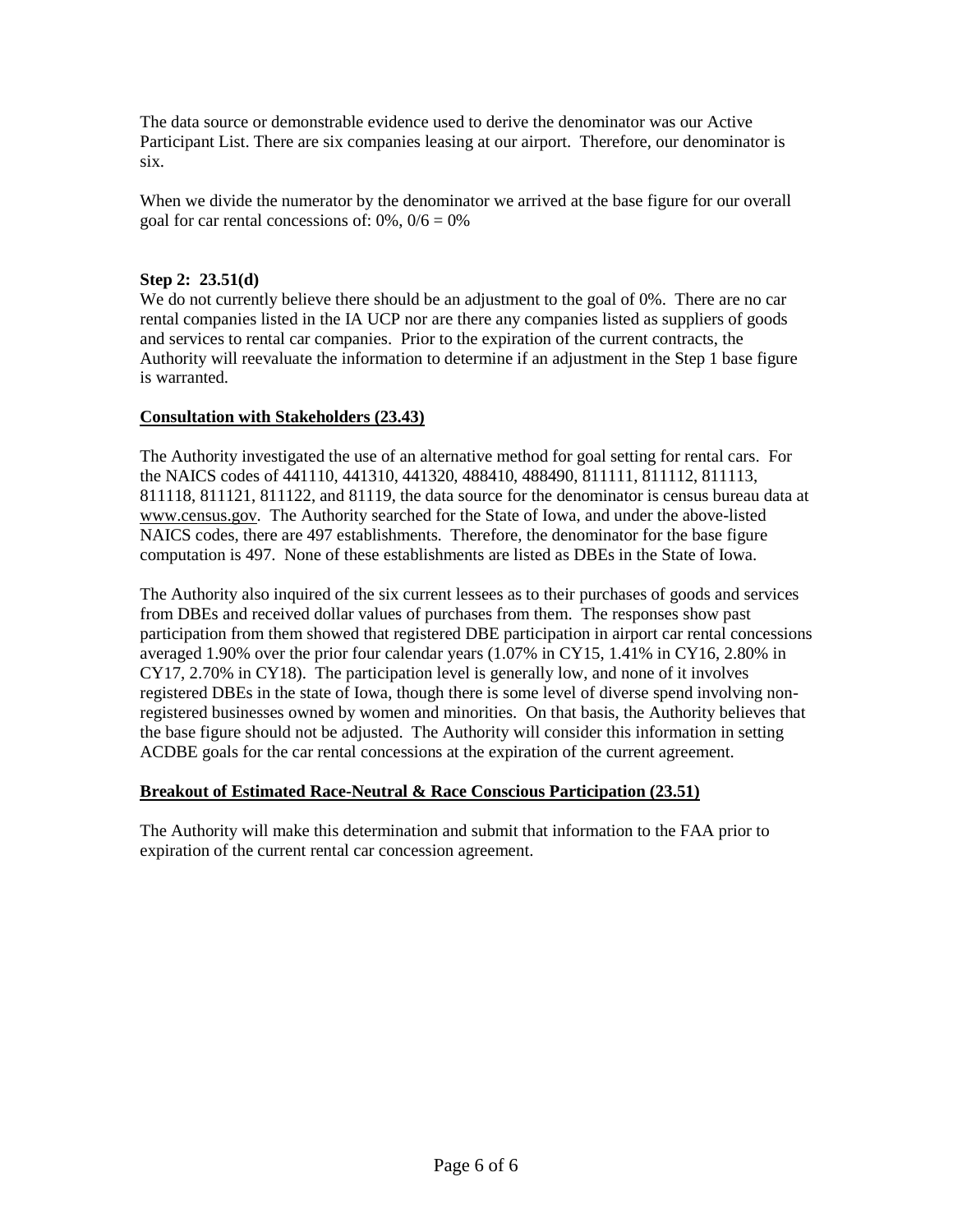The data source or demonstrable evidence used to derive the denominator was our Active Participant List. There are six companies leasing at our airport. Therefore, our denominator is six.

When we divide the numerator by the denominator we arrived at the base figure for our overall goal for car rental concessions of: 0%, 0/6 = 0%

**Step 2: 23.51(d)**

We do not currently believe there should be an adjustment to the goal of 0%. There are no car rental companies listed in the IA UCP nor are there any companies listed as suppliers of goods and services to rental car companies. Prior to the expiration of the current contracts, the Authority will reevaluate the information to determine if an adjustment in the Step 1 base figure is warranted.

**Consultation with Stakeholders (23.43)**

The Authority investigated the use of an alternative method for goal setting for rental cars. For the NAICS codes of 441110, 441310, 441320, 488410, 488490, 811111, 811112, 811113, 811118, 811121, 811122, and 81119, the data source for the denominator is census bureau data at www.census.gov. The Authority searched for the State of Iowa, and under the above-listed NAICS codes, there are 497 establishments. Therefore, the denominator for the base figure computation is 497. None of these establishments are listed as DBEs in the State of Iowa.

The Authority also inquired of the six current lessees as to their purchases of goods and services from DBEs and received dollar values of purchases from them. The responses show past participation from them showed that registered DBE participation in airport car rental concessions averaged 1.90% over the prior four calendar years (1.07% in CY15, 1.41% in CY16, 2.80% in CY17, 2.70% in CY18). The participation level is generally low, and none of it involves registered DBEs in the state of Iowa, though there is some level of diverse spend involving non-registered businesses owned by women and minorities. On that basis, the Authority believes that the base figure should not be adjusted. The Authority will consider this information in setting ACDBE goals for the car rental concessions at the expiration of the current agreement.

**Breakout of Estimated Race-Neutral & Race Conscious Participation (23.51)**

The Authority will make this determination and submit that information to the FAA prior to expiration of the current rental car concession agreement.